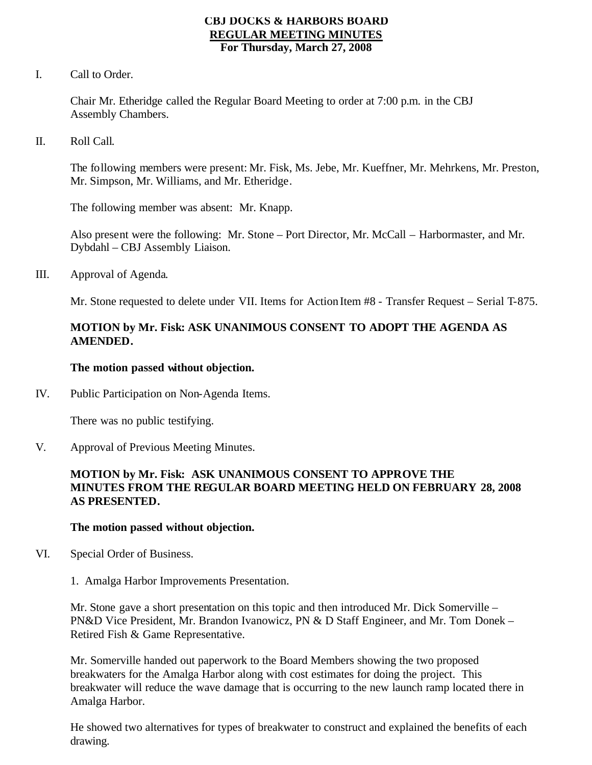# CBJ DOCKS & HARBORS BOARD

## REGULAR MEETING MINUTES

### For Thursday, March 27, 2008

I. Call to Order.

Chair Mr. Etheridge called the Regular Board Meeting to order at 7:00 p.m. in the CBJ Assembly Chambers.

II. Roll Call.

The following members were present: Mr. Fisk, Ms. Jebe, Mr. Kueffner, Mr. Mehrkens, Mr. Preston, Mr. Simpson, Mr. Williams, and Mr. Etheridge.

The following member was absent: Mr. Knapp.

Also present were the following: Mr. Stone – Port Director, Mr. McCall – Harbormaster, and Mr. Dybdahl – CBJ Assembly Liaison.

III. Approval of Agenda.

Mr. Stone requested to delete under VII. Items for Action Item #8 - Transfer Request – Serial T-875.

**MOTION by Mr. Fisk: ASK UNANIMOUS CONSENT TO ADOPT THE AGENDA AS AMENDED.**

**The motion passed without objection.**

IV. Public Participation on Non-Agenda Items.

There was no public testifying.

V. Approval of Previous Meeting Minutes.

**MOTION by Mr. Fisk: ASK UNANIMOUS CONSENT TO APPROVE THE MINUTES FROM THE REGULAR BOARD MEETING HELD ON FEBRUARY 28, 2008 AS PRESENTED.**

**The motion passed without objection.**

VI. Special Order of Business.

1. Amalga Harbor Improvements Presentation.

Mr. Stone gave a short presentation on this topic and then introduced Mr. Dick Somerville – PN&D Vice President, Mr. Brandon Ivanowicz, PN & D Staff Engineer, and Mr. Tom Donek – Retired Fish & Game Representative.

Mr. Somerville handed out paperwork to the Board Members showing the two proposed breakwaters for the Amalga Harbor along with cost estimates for doing the project. This breakwater will reduce the wave damage that is occurring to the new launch ramp located there in Amalga Harbor.

He showed two alternatives for types of breakwater to construct and explained the benefits of each drawing.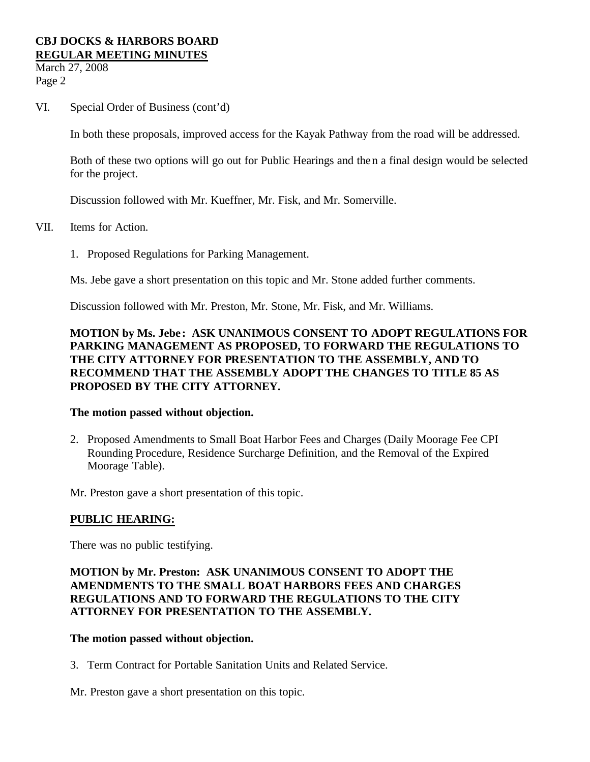VI. Special Order of Business (cont'd)

In both these proposals, improved access for the Kayak Pathway from the road will be addressed.

Both of these two options will go out for Public Hearings and then a final design would be selected for the project.

Discussion followed with Mr. Kueffner, Mr. Fisk, and Mr. Somerville.

VII. Items for Action.

1. Proposed Regulations for Parking Management.

Ms. Jebe gave a short presentation on this topic and Mr. Stone added further comments.

Discussion followed with Mr. Preston, Mr. Stone, Mr. Fisk, and Mr. Williams.

**MOTION by Ms. Jebe: ASK UNANIMOUS CONSENT TO ADOPT REGULATIONS FOR PARKING MANAGEMENT AS PROPOSED, TO FORWARD THE REGULATIONS TO THE CITY ATTORNEY FOR PRESENTATION TO THE ASSEMBLY, AND TO RECOMMEND THAT THE ASSEMBLY ADOPT THE CHANGES TO TITLE 85 AS PROPOSED BY THE CITY ATTORNEY.**

**The motion passed without objection.**

2. Proposed Amendments to Small Boat Harbor Fees and Charges (Daily Moorage Fee CPI Rounding Procedure, Residence Surcharge Definition, and the Removal of the Expired Moorage Table).

Mr. Preston gave a short presentation of this topic.

**PUBLIC HEARING:**

There was no public testifying.

**MOTION by Mr. Preston: ASK UNANIMOUS CONSENT TO ADOPT THE AMENDMENTS TO THE SMALL BOAT HARBORS FEES AND CHARGES REGULATIONS AND TO FORWARD THE REGULATIONS TO THE CITY ATTORNEY FOR PRESENTATION TO THE ASSEMBLY.**

**The motion passed without objection.**

3. Term Contract for Portable Sanitation Units and Related Service.

Mr. Preston gave a short presentation on this topic.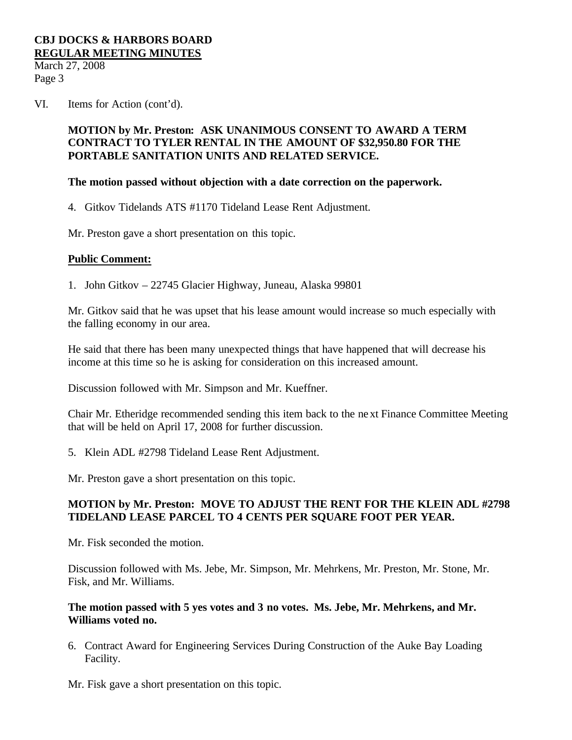VI. Items for Action (cont'd).

**MOTION by Mr. Preston: ASK UNANIMOUS CONSENT TO AWARD A TERM CONTRACT TO TYLER RENTAL IN THE AMOUNT OF $32,950.80 FOR THE PORTABLE SANITATION UNITS AND RELATED SERVICE.**

**The motion passed without objection with a date correction on the paperwork.**

4. Gitkov Tidelands ATS #1170 Tideland Lease Rent Adjustment.

Mr. Preston gave a short presentation on this topic.

**<u>Public Comment:</u>**

1. John Gitkov – 22745 Glacier Highway, Juneau, Alaska 99801

Mr. Gitkov said that he was upset that his lease amount would increase so much especially with the falling economy in our area.

He said that there has been many unexpected things that have happened that will decrease his income at this time so he is asking for consideration on this increased amount.

Discussion followed with Mr. Simpson and Mr. Kueffner.

Chair Mr. Etheridge recommended sending this item back to the next Finance Committee Meeting that will be held on April 17, 2008 for further discussion.

5. Klein ADL #2798 Tideland Lease Rent Adjustment.

Mr. Preston gave a short presentation on this topic.

**MOTION by Mr. Preston: MOVE TO ADJUST THE RENT FOR THE KLEIN ADL #2798 TIDELAND LEASE PARCEL TO 4 CENTS PER SQUARE FOOT PER YEAR.**

Mr. Fisk seconded the motion.

Discussion followed with Ms. Jebe, Mr. Simpson, Mr. Mehrkens, Mr. Preston, Mr. Stone, Mr. Fisk, and Mr. Williams.

**The motion passed with 5 yes votes and 3 no votes. Ms. Jebe, Mr. Mehrkens, and Mr. Williams voted no.**

6. Contract Award for Engineering Services During Construction of the Auke Bay Loading Facility.

Mr. Fisk gave a short presentation on this topic.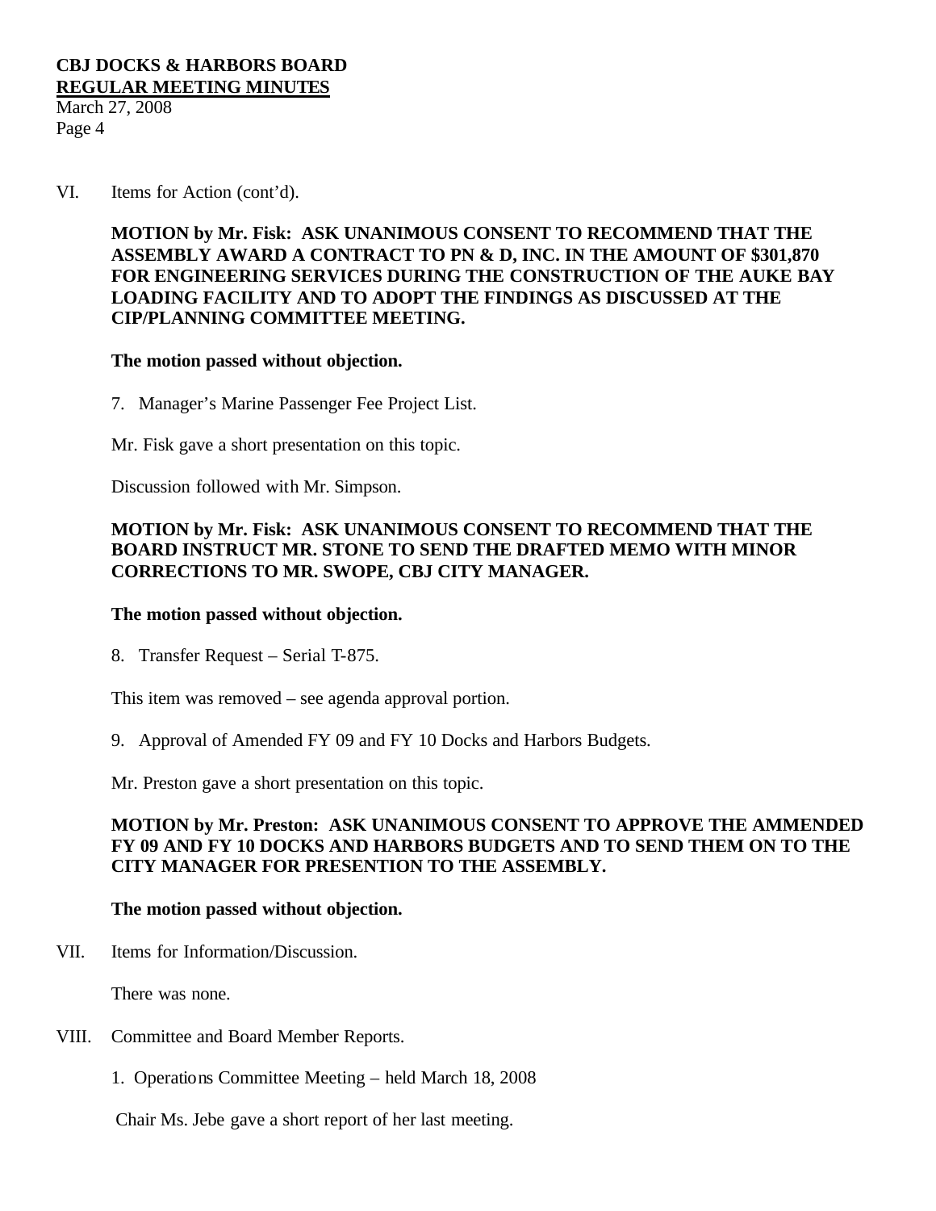VI. Items for Action (cont'd).

**MOTION by Mr. Fisk: ASK UNANIMOUS CONSENT TO RECOMMEND THAT THE ASSEMBLY AWARD A CONTRACT TO PN & D, INC. IN THE AMOUNT OF $301,870 FOR ENGINEERING SERVICES DURING THE CONSTRUCTION OF THE AUKE BAY LOADING FACILITY AND TO ADOPT THE FINDINGS AS DISCUSSED AT THE CIP/PLANNING COMMITTEE MEETING.**

**The motion passed without objection.**

7. Manager's Marine Passenger Fee Project List.

Mr. Fisk gave a short presentation on this topic.

Discussion followed with Mr. Simpson.

**MOTION by Mr. Fisk: ASK UNANIMOUS CONSENT TO RECOMMEND THAT THE BOARD INSTRUCT MR. STONE TO SEND THE DRAFTED MEMO WITH MINOR CORRECTIONS TO MR. SWOPE, CBJ CITY MANAGER.**

**The motion passed without objection.**

8. Transfer Request – Serial T-875.

This item was removed – see agenda approval portion.

9. Approval of Amended FY 09 and FY 10 Docks and Harbors Budgets.

Mr. Preston gave a short presentation on this topic.

**MOTION by Mr. Preston: ASK UNANIMOUS CONSENT TO APPROVE THE AMMENDED FY 09 AND FY 10 DOCKS AND HARBORS BUDGETS AND TO SEND THEM ON TO THE CITY MANAGER FOR PRESENTION TO THE ASSEMBLY.**

**The motion passed without objection.**

VII. Items for Information/Discussion.

There was none.

VIII. Committee and Board Member Reports.

1. Operations Committee Meeting – held March 18, 2008

Chair Ms. Jebe gave a short report of her last meeting.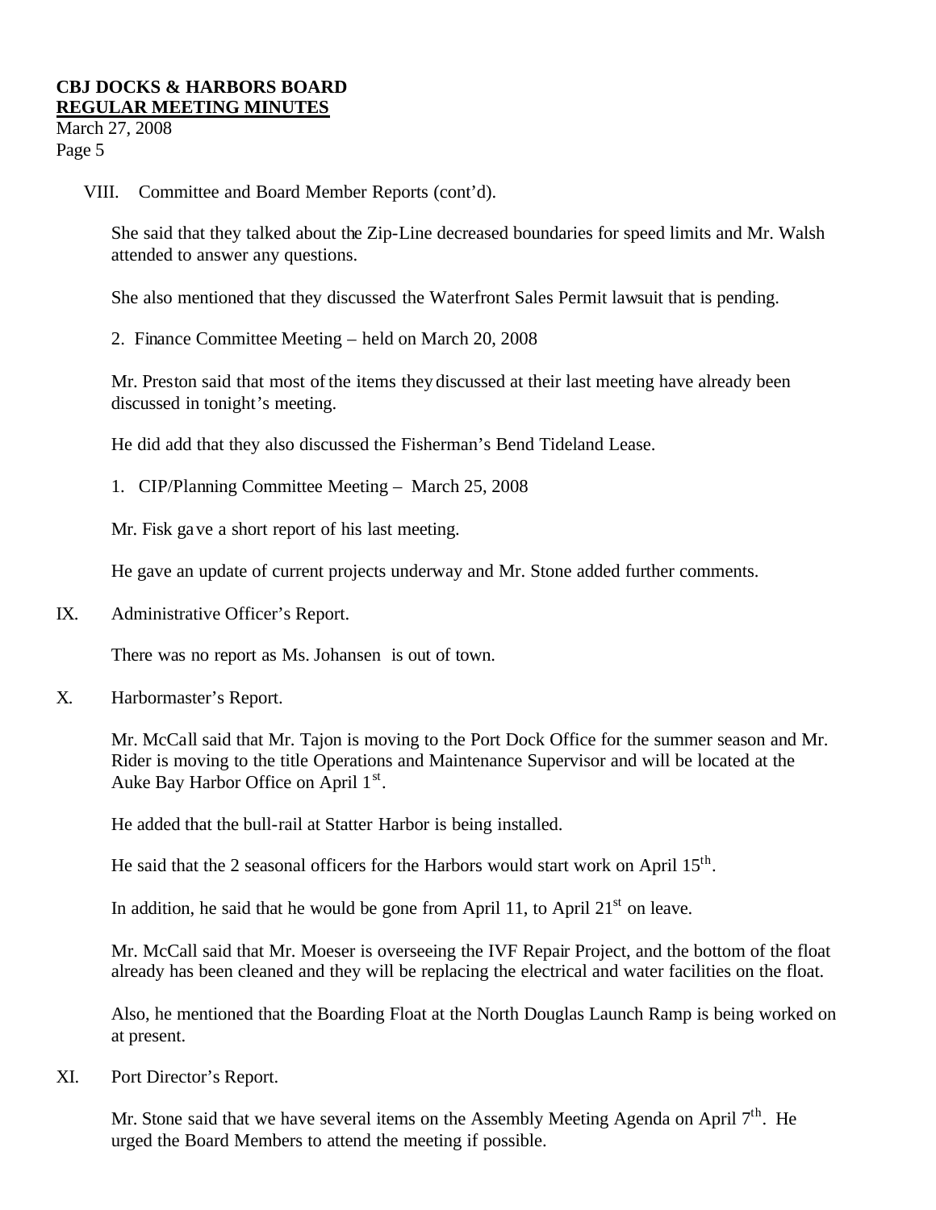VIII. Committee and Board Member Reports (cont'd).

She said that they talked about the Zip-Line decreased boundaries for speed limits and Mr. Walsh attended to answer any questions.

She also mentioned that they discussed the Waterfront Sales Permit lawsuit that is pending.

2. Finance Committee Meeting – held on March 20, 2008

Mr. Preston said that most of the items they discussed at their last meeting have already been discussed in tonight's meeting.

He did add that they also discussed the Fisherman's Bend Tideland Lease.

1. CIP/Planning Committee Meeting – March 25, 2008

Mr. Fisk gave a short report of his last meeting.

He gave an update of current projects underway and Mr. Stone added further comments.

IX. Administrative Officer's Report.

There was no report as Ms. Johansen is out of town.

X. Harbormaster's Report.

Mr. McCall said that Mr. Tajon is moving to the Port Dock Office for the summer season and Mr. Rider is moving to the title Operations and Maintenance Supervisor and will be located at the Auke Bay Harbor Office on April 1st.

He added that the bull-rail at Statter Harbor is being installed.

He said that the 2 seasonal officers for the Harbors would start work on April 15th.

In addition, he said that he would be gone from April 11, to April 21st on leave.

Mr. McCall said that Mr. Moeser is overseeing the IVF Repair Project, and the bottom of the float already has been cleaned and they will be replacing the electrical and water facilities on the float.

Also, he mentioned that the Boarding Float at the North Douglas Launch Ramp is being worked on at present.

XI. Port Director's Report.

Mr. Stone said that we have several items on the Assembly Meeting Agenda on April 7th. He urged the Board Members to attend the meeting if possible.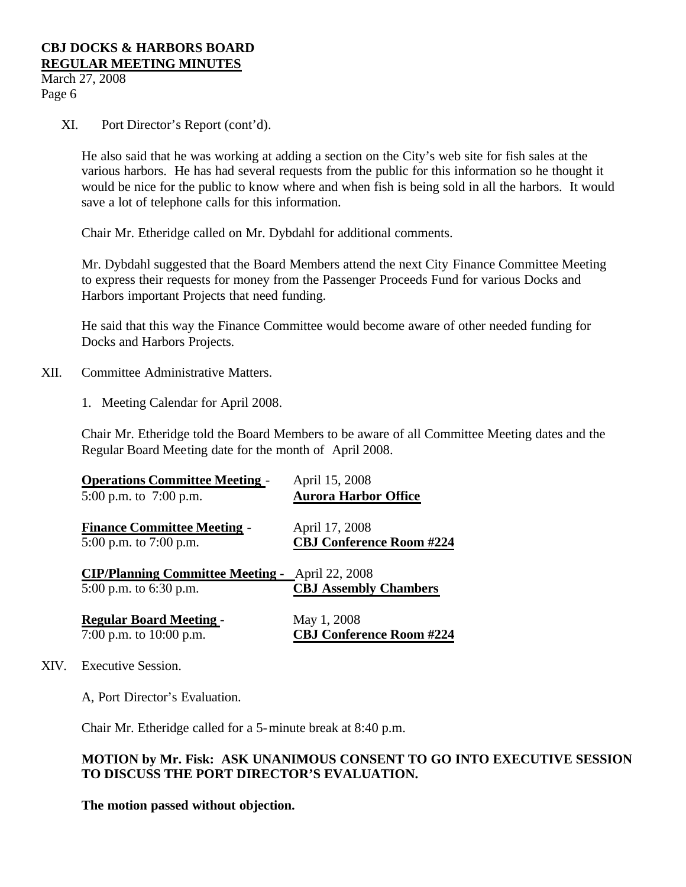XI. Port Director's Report (cont'd).

He also said that he was working at adding a section on the City's web site for fish sales at the various harbors. He has had several requests from the public for this information so he thought it would be nice for the public to know where and when fish is being sold in all the harbors. It would save a lot of telephone calls for this information.

Chair Mr. Etheridge called on Mr. Dybdahl for additional comments.

Mr. Dybdahl suggested that the Board Members attend the next City Finance Committee Meeting to express their requests for money from the Passenger Proceeds Fund for various Docks and Harbors important Projects that need funding.

He said that this way the Finance Committee would become aware of other needed funding for Docks and Harbors Projects.

XII. Committee Administrative Matters.

1. Meeting Calendar for April 2008.

Chair Mr. Etheridge told the Board Members to be aware of all Committee Meeting dates and the Regular Board Meeting date for the month of April 2008.

| | |
|---|---|
| **Operations Committee Meeting** - 5:00 p.m. to 7:00 p.m. | April 15, 2008 **Aurora Harbor Office** |
| **Finance Committee Meeting** - 5:00 p.m. to 7:00 p.m. | April 17, 2008 **CBJ Conference Room #224** |
| **CIP/Planning Committee Meeting** - 5:00 p.m. to 6:30 p.m. | April 22, 2008 **CBJ Assembly Chambers** |
| **Regular Board Meeting** - 7:00 p.m. to 10:00 p.m. | May 1, 2008 **CBJ Conference Room #224** |

XIV. Executive Session.

A, Port Director's Evaluation.

Chair Mr. Etheridge called for a 5-minute break at 8:40 p.m.

**MOTION by Mr. Fisk: ASK UNANIMOUS CONSENT TO GO INTO EXECUTIVE SESSION TO DISCUSS THE PORT DIRECTOR'S EVALUATION.**

**The motion passed without objection.**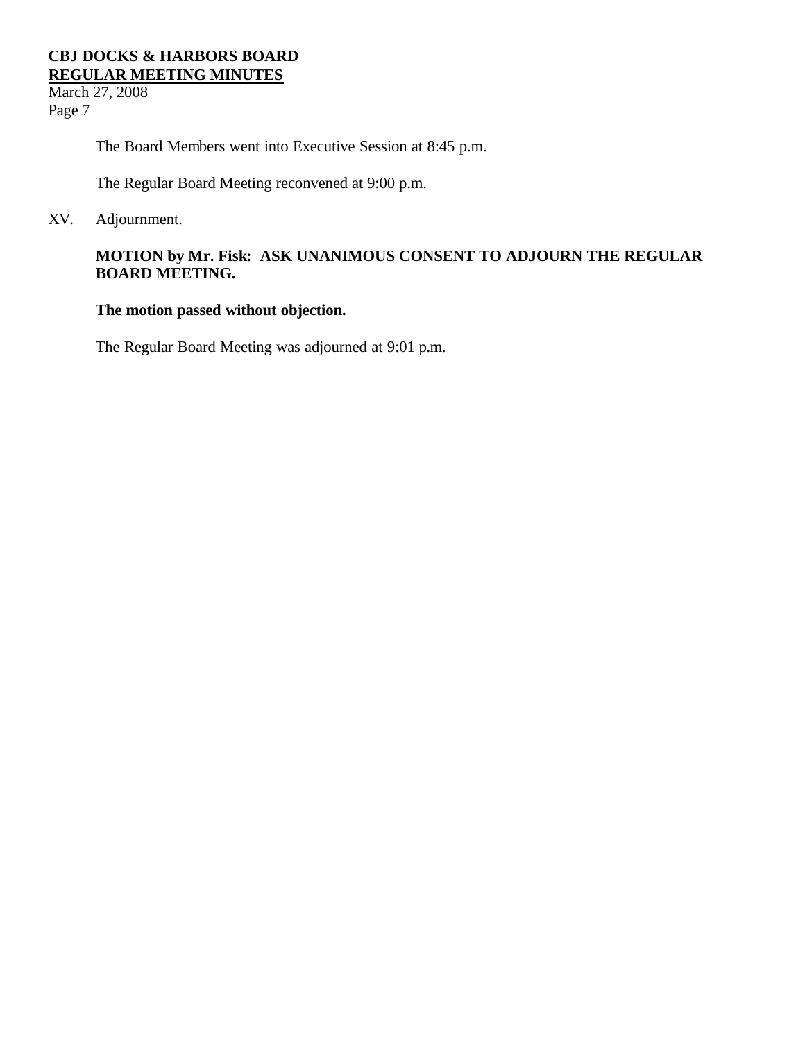The Board Members went into Executive Session at 8:45 p.m.

The Regular Board Meeting reconvened at 9:00 p.m.

XV. Adjournment.

**MOTION by Mr. Fisk: ASK UNANIMOUS CONSENT TO ADJOURN THE REGULAR BOARD MEETING.**

**The motion passed without objection.**

The Regular Board Meeting was adjourned at 9:01 p.m.